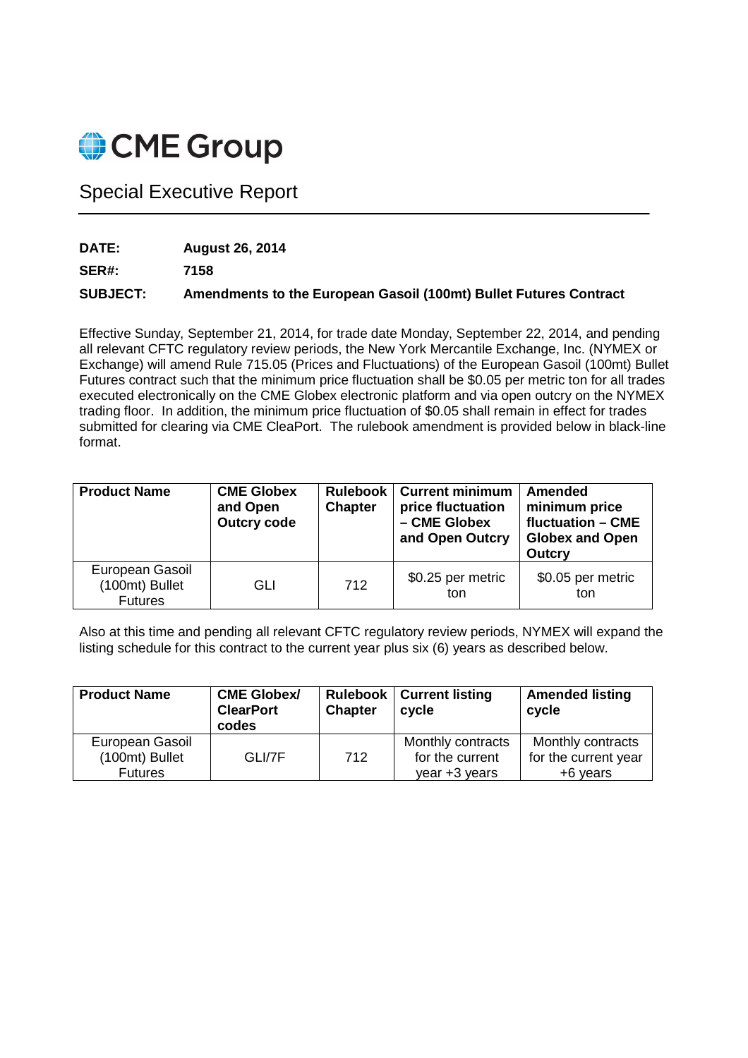# CME Group

## Special Executive Report

**DATE:** **August 26, 2014**

**SER#:** **7158**

**SUBJECT:** **Amendments to the European Gasoil (100mt) Bullet Futures Contract**

Effective Sunday, September 21, 2014, for trade date Monday, September 22, 2014, and pending all relevant CFTC regulatory review periods, the New York Mercantile Exchange, Inc. (NYMEX or Exchange) will amend Rule 715.05 (Prices and Fluctuations) of the European Gasoil (100mt) Bullet Futures contract such that the minimum price fluctuation shall be $0.05 per metric ton for all trades executed electronically on the CME Globex electronic platform and via open outcry on the NYMEX trading floor. In addition, the minimum price fluctuation of $0.05 shall remain in effect for trades submitted for clearing via CME CleaPort. The rulebook amendment is provided below in black-line format.

| Product Name | CME Globex and Open Outcry code | Rulebook Chapter | Current minimum price fluctuation – CME Globex and Open Outcry | Amended minimum price fluctuation – CME Globex and Open Outcry |
|---|---|---|---|---|
| European Gasoil (100mt) Bullet Futures | GLI | 712 | $0.25 per metric ton | $0.05 per metric ton |

Also at this time and pending all relevant CFTC regulatory review periods, NYMEX will expand the listing schedule for this contract to the current year plus six (6) years as described below.

| Product Name | CME Globex/ ClearPort codes | Rulebook Chapter | Current listing cycle | Amended listing cycle |
|---|---|---|---|---|
| European Gasoil (100mt) Bullet Futures | GLI/7F | 712 | Monthly contracts for the current year +3 years | Monthly contracts for the current year +6 years |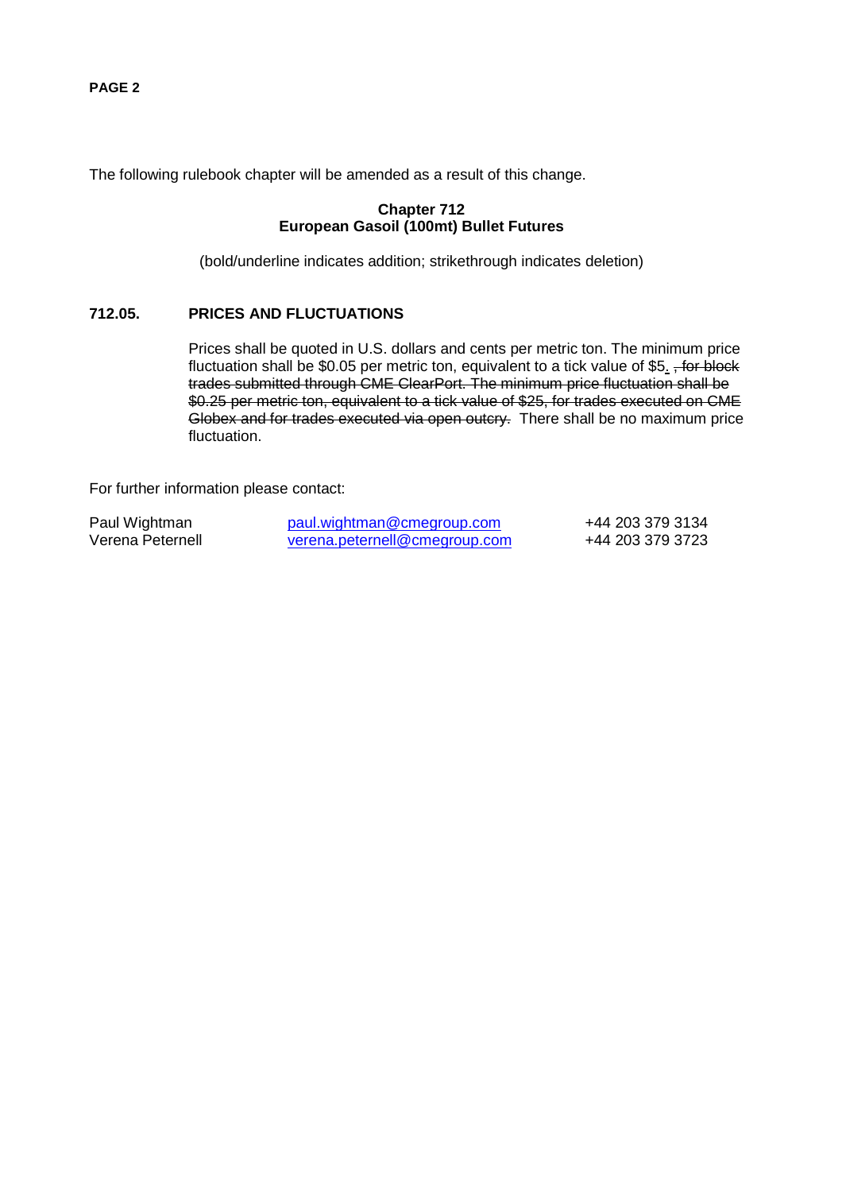The following rulebook chapter will be amended as a result of this change.

**Chapter 712**
**European Gasoil (100mt) Bullet Futures**

(bold/underline indicates addition; strikethrough indicates deletion)

**712.05. PRICES AND FLUCTUATIONS**

Prices shall be quoted in U.S. dollars and cents per metric ton. The minimum price fluctuation shall be $0.05 per metric ton, equivalent to a tick value of $5**<u>.</u>** ~~, for block trades submitted through CME ClearPort. The minimum price fluctuation shall be $0.25 per metric ton, equivalent to a tick value of $25, for trades executed on CME Globex and for trades executed via open outcry.~~ There shall be no maximum price fluctuation.

For further information please contact:

| | | |
|---|---|---|
| Paul Wightman | paul.wightman@cmegroup.com | +44 203 379 3134 |
| Verena Peternell | verena.peternell@cmegroup.com | +44 203 379 3723 |